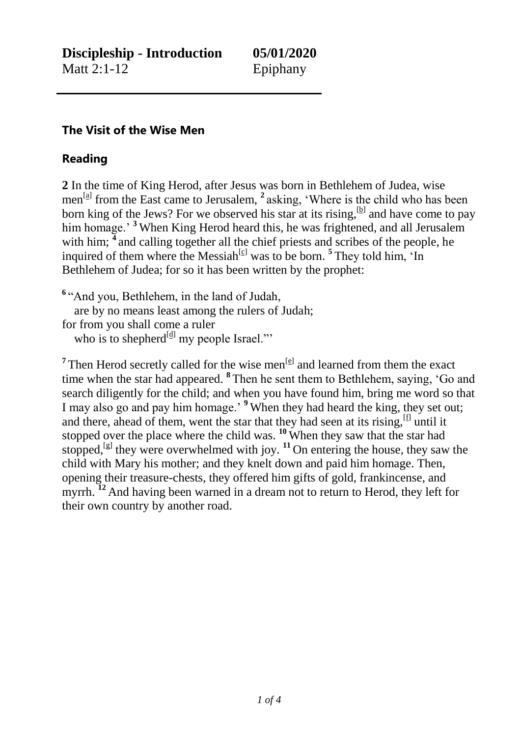**Discipleship - Introduction** **05/01/2020**
Matt 2:1-12 Epiphany

---

### The Visit of the Wise Men

### Reading

**2** In the time of King Herod, after Jesus was born in Bethlehem of Judea, wise men[a] from the East came to Jerusalem, **2** asking, 'Where is the child who has been born king of the Jews? For we observed his star at its rising,[b] and have come to pay him homage.' **3** When King Herod heard this, he was frightened, and all Jerusalem with him; **4** and calling together all the chief priests and scribes of the people, he inquired of them where the Messiah[c] was to be born. **5** They told him, 'In Bethlehem of Judea; for so it has been written by the prophet:

**6** "And you, Bethlehem, in the land of Judah,
are by no means least among the rulers of Judah;
for from you shall come a ruler
who is to shepherd[d] my people Israel."'

**7** Then Herod secretly called for the wise men[e] and learned from them the exact time when the star had appeared. **8** Then he sent them to Bethlehem, saying, 'Go and search diligently for the child; and when you have found him, bring me word so that I may also go and pay him homage.' **9** When they had heard the king, they set out; and there, ahead of them, went the star that they had seen at its rising,[f] until it stopped over the place where the child was. **10** When they saw that the star had stopped,[g] they were overwhelmed with joy. **11** On entering the house, they saw the child with Mary his mother; and they knelt down and paid him homage. Then, opening their treasure-chests, they offered him gifts of gold, frankincense, and myrrh. **12** And having been warned in a dream not to return to Herod, they left for their own country by another road.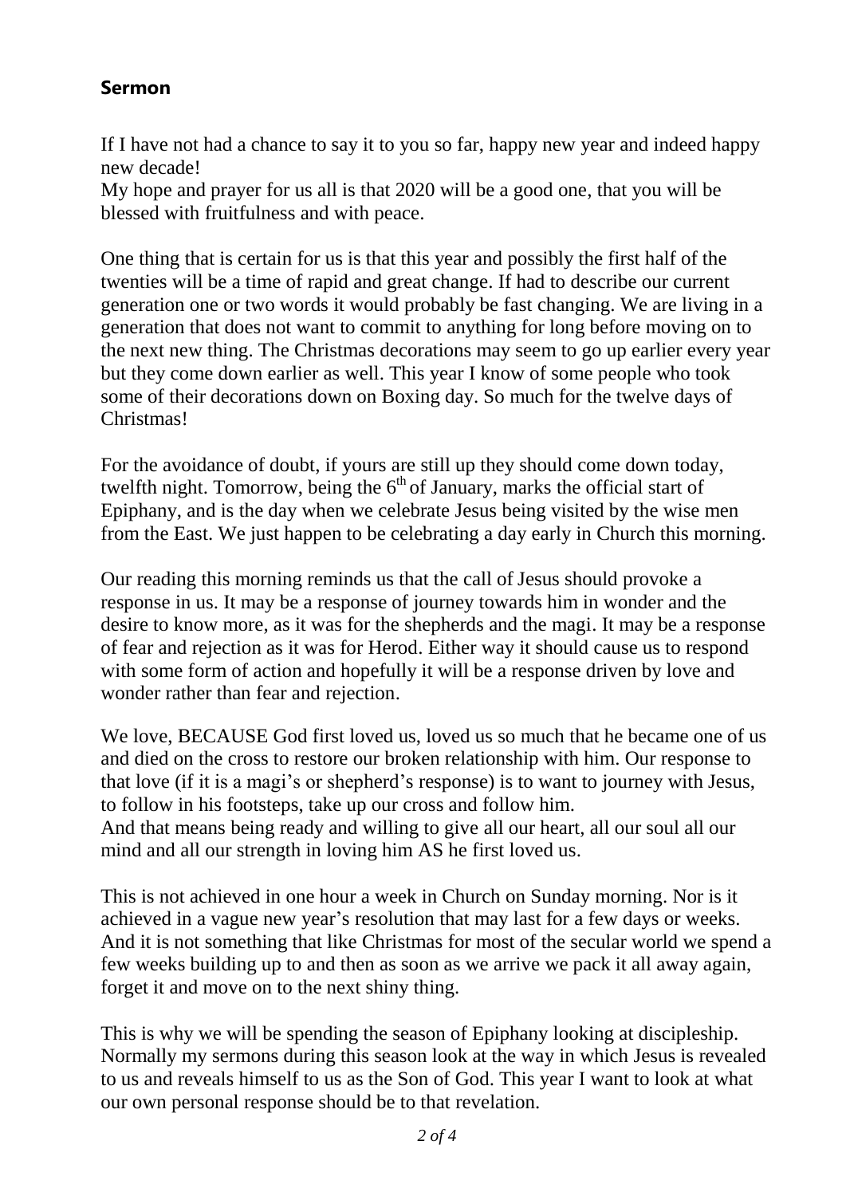## Sermon

If I have not had a chance to say it to you so far, happy new year and indeed happy new decade!
My hope and prayer for us all is that 2020 will be a good one, that you will be blessed with fruitfulness and with peace.

One thing that is certain for us is that this year and possibly the first half of the twenties will be a time of rapid and great change. If had to describe our current generation one or two words it would probably be fast changing. We are living in a generation that does not want to commit to anything for long before moving on to the next new thing. The Christmas decorations may seem to go up earlier every year but they come down earlier as well. This year I know of some people who took some of their decorations down on Boxing day. So much for the twelve days of Christmas!

For the avoidance of doubt, if yours are still up they should come down today, twelfth night. Tomorrow, being the 6th of January, marks the official start of Epiphany, and is the day when we celebrate Jesus being visited by the wise men from the East. We just happen to be celebrating a day early in Church this morning.

Our reading this morning reminds us that the call of Jesus should provoke a response in us. It may be a response of journey towards him in wonder and the desire to know more, as it was for the shepherds and the magi. It may be a response of fear and rejection as it was for Herod. Either way it should cause us to respond with some form of action and hopefully it will be a response driven by love and wonder rather than fear and rejection.

We love, BECAUSE God first loved us, loved us so much that he became one of us and died on the cross to restore our broken relationship with him. Our response to that love (if it is a magi's or shepherd's response) is to want to journey with Jesus, to follow in his footsteps, take up our cross and follow him.
And that means being ready and willing to give all our heart, all our soul all our mind and all our strength in loving him AS he first loved us.

This is not achieved in one hour a week in Church on Sunday morning. Nor is it achieved in a vague new year's resolution that may last for a few days or weeks. And it is not something that like Christmas for most of the secular world we spend a few weeks building up to and then as soon as we arrive we pack it all away again, forget it and move on to the next shiny thing.

This is why we will be spending the season of Epiphany looking at discipleship. Normally my sermons during this season look at the way in which Jesus is revealed to us and reveals himself to us as the Son of God. This year I want to look at what our own personal response should be to that revelation.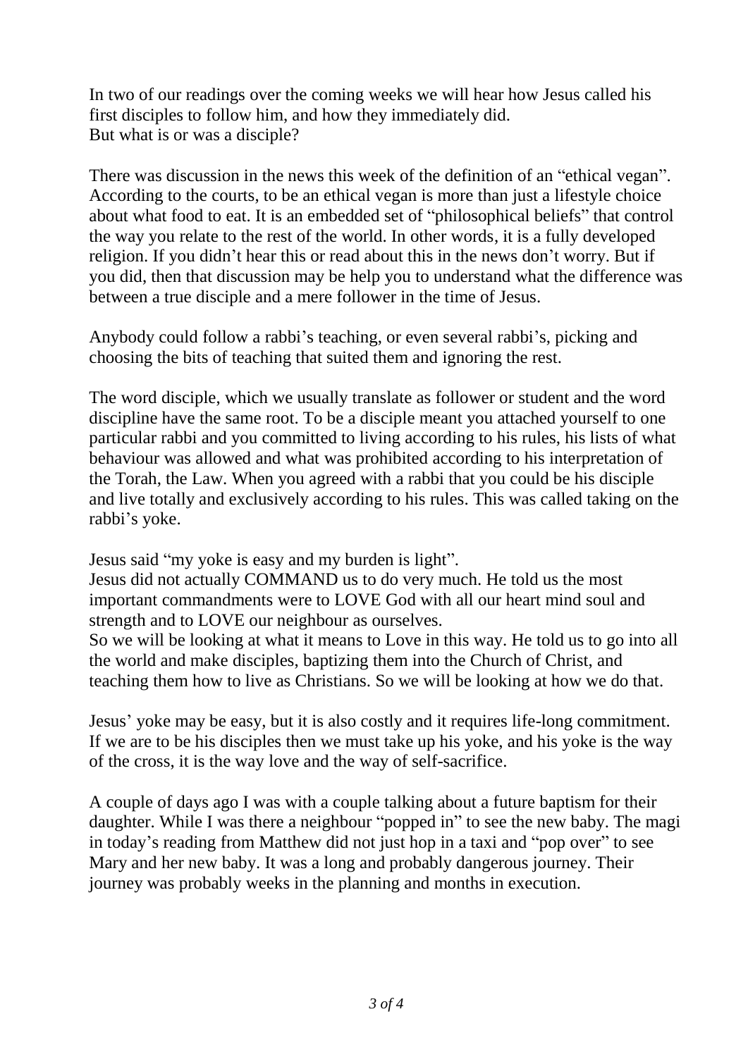In two of our readings over the coming weeks we will hear how Jesus called his first disciples to follow him, and how they immediately did.
But what is or was a disciple?

There was discussion in the news this week of the definition of an “ethical vegan”. According to the courts, to be an ethical vegan is more than just a lifestyle choice about what food to eat. It is an embedded set of “philosophical beliefs” that control the way you relate to the rest of the world. In other words, it is a fully developed religion. If you didn’t hear this or read about this in the news don’t worry. But if you did, then that discussion may be help you to understand what the difference was between a true disciple and a mere follower in the time of Jesus.

Anybody could follow a rabbi’s teaching, or even several rabbi’s, picking and choosing the bits of teaching that suited them and ignoring the rest.

The word disciple, which we usually translate as follower or student and the word discipline have the same root. To be a disciple meant you attached yourself to one particular rabbi and you committed to living according to his rules, his lists of what behaviour was allowed and what was prohibited according to his interpretation of the Torah, the Law. When you agreed with a rabbi that you could be his disciple and live totally and exclusively according to his rules. This was called taking on the rabbi’s yoke.

Jesus said “my yoke is easy and my burden is light”.
Jesus did not actually COMMAND us to do very much. He told us the most important commandments were to LOVE God with all our heart mind soul and strength and to LOVE our neighbour as ourselves.
So we will be looking at what it means to Love in this way. He told us to go into all the world and make disciples, baptizing them into the Church of Christ, and teaching them how to live as Christians. So we will be looking at how we do that.

Jesus’ yoke may be easy, but it is also costly and it requires life-long commitment. If we are to be his disciples then we must take up his yoke, and his yoke is the way of the cross, it is the way love and the way of self-sacrifice.

A couple of days ago I was with a couple talking about a future baptism for their daughter. While I was there a neighbour “popped in” to see the new baby. The magi in today’s reading from Matthew did not just hop in a taxi and “pop over” to see Mary and her new baby. It was a long and probably dangerous journey. Their journey was probably weeks in the planning and months in execution.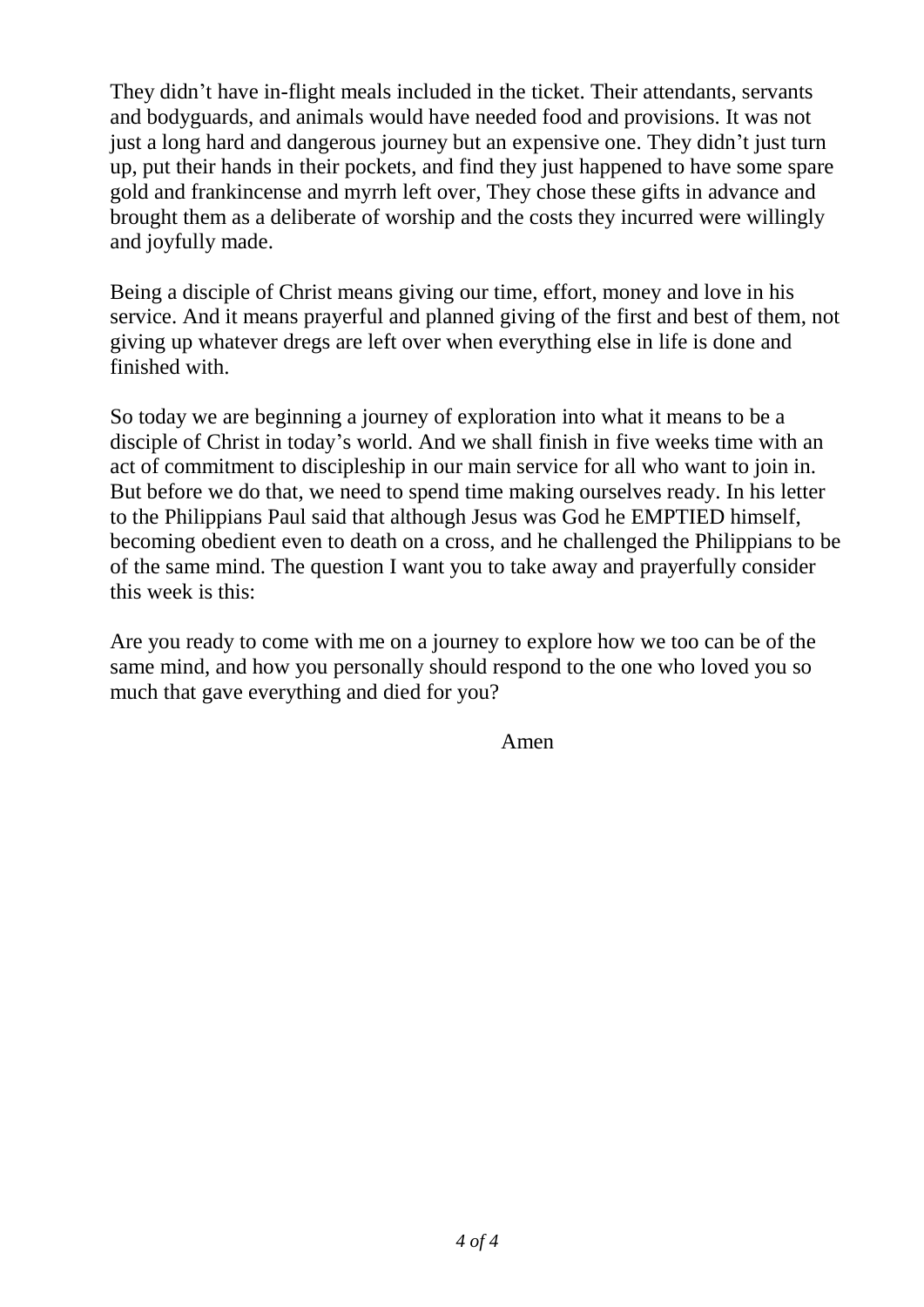They didn’t have in-flight meals included in the ticket. Their attendants, servants and bodyguards, and animals would have needed food and provisions. It was not just a long hard and dangerous journey but an expensive one. They didn’t just turn up, put their hands in their pockets, and find they just happened to have some spare gold and frankincense and myrrh left over, They chose these gifts in advance and brought them as a deliberate of worship and the costs they incurred were willingly and joyfully made.

Being a disciple of Christ means giving our time, effort, money and love in his service. And it means prayerful and planned giving of the first and best of them, not giving up whatever dregs are left over when everything else in life is done and finished with.

So today we are beginning a journey of exploration into what it means to be a disciple of Christ in today’s world. And we shall finish in five weeks time with an act of commitment to discipleship in our main service for all who want to join in. But before we do that, we need to spend time making ourselves ready. In his letter to the Philippians Paul said that although Jesus was God he EMPTIED himself, becoming obedient even to death on a cross, and he challenged the Philippians to be of the same mind. The question I want you to take away and prayerfully consider this week is this:

Are you ready to come with me on a journey to explore how we too can be of the same mind, and how you personally should respond to the one who loved you so much that gave everything and died for you?

Amen